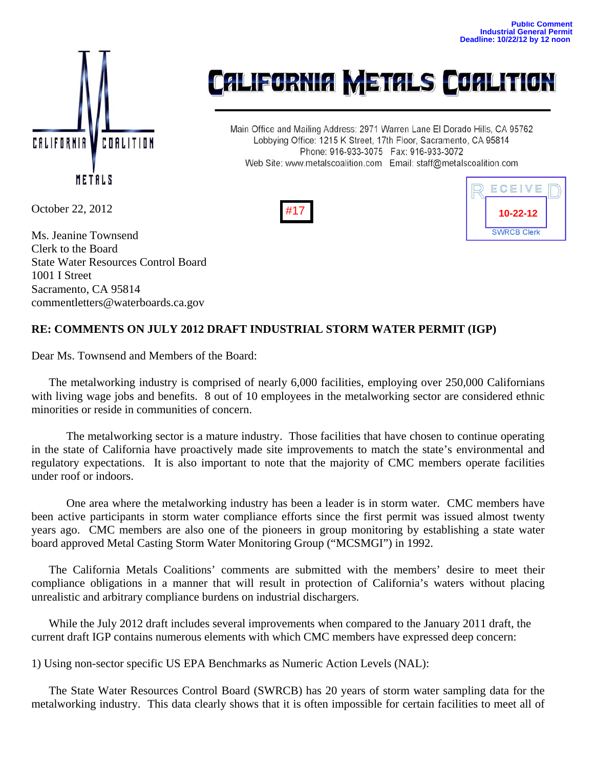Public Comment
Industrial General Permit
Deadline: 10/22/12 by 12 noon

# CALIFORNIA METALS COALITION

Main Office and Mailing Address: 2971 Warren Lane El Dorado Hills, CA 95762
Lobbying Office: 1215 K Street, 17th Floor, Sacramento, CA 95814
Phone: 916-933-3075 Fax: 916-933-3072
Web Site: www.metalscoalition.com Email: staff@metalscoalition.com

#17

RECEIVED
10-22-12
SWRCB Clerk

October 22, 2012

Ms. Jeanine Townsend
Clerk to the Board
State Water Resources Control Board
1001 I Street
Sacramento, CA 95814
commentletters@waterboards.ca.gov

**RE: COMMENTS ON JULY 2012 DRAFT INDUSTRIAL STORM WATER PERMIT (IGP)**

Dear Ms. Townsend and Members of the Board:

The metalworking industry is comprised of nearly 6,000 facilities, employing over 250,000 Californians with living wage jobs and benefits. 8 out of 10 employees in the metalworking sector are considered ethnic minorities or reside in communities of concern.

The metalworking sector is a mature industry. Those facilities that have chosen to continue operating in the state of California have proactively made site improvements to match the state's environmental and regulatory expectations. It is also important to note that the majority of CMC members operate facilities under roof or indoors.

One area where the metalworking industry has been a leader is in storm water. CMC members have been active participants in storm water compliance efforts since the first permit was issued almost twenty years ago. CMC members are also one of the pioneers in group monitoring by establishing a state water board approved Metal Casting Storm Water Monitoring Group ("MCSMGI") in 1992.

The California Metals Coalitions' comments are submitted with the members' desire to meet their compliance obligations in a manner that will result in protection of California's waters without placing unrealistic and arbitrary compliance burdens on industrial dischargers.

While the July 2012 draft includes several improvements when compared to the January 2011 draft, the current draft IGP contains numerous elements with which CMC members have expressed deep concern:

1) Using non-sector specific US EPA Benchmarks as Numeric Action Levels (NAL):

The State Water Resources Control Board (SWRCB) has 20 years of storm water sampling data for the metalworking industry. This data clearly shows that it is often impossible for certain facilities to meet all of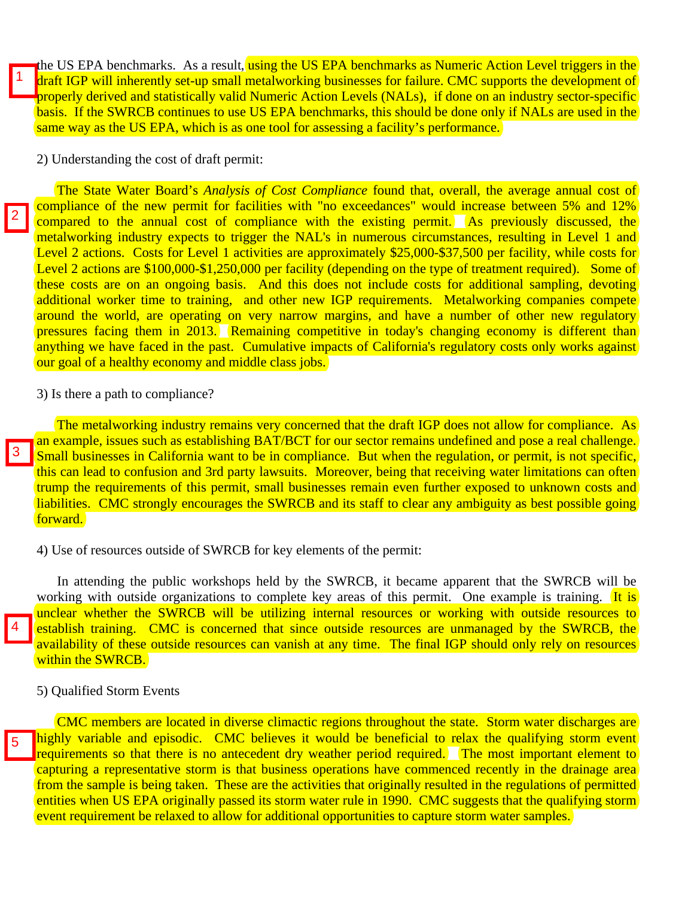1 the US EPA benchmarks. As a result, using the US EPA benchmarks as Numeric Action Level triggers in the draft IGP will inherently set-up small metalworking businesses for failure. CMC supports the development of properly derived and statistically valid Numeric Action Levels (NALs), if done on an industry sector-specific basis. If the SWRCB continues to use US EPA benchmarks, this should be done only if NALs are used in the same way as the US EPA, which is as one tool for assessing a facility's performance.

2) Understanding the cost of draft permit:

2 The State Water Board's *Analysis of Cost Compliance* found that, overall, the average annual cost of compliance of the new permit for facilities with "no exceedances" would increase between 5% and 12% compared to the annual cost of compliance with the existing permit. As previously discussed, the metalworking industry expects to trigger the NAL's in numerous circumstances, resulting in Level 1 and Level 2 actions. Costs for Level 1 activities are approximately $25,000-$37,500 per facility, while costs for Level 2 actions are $100,000-$1,250,000 per facility (depending on the type of treatment required). Some of these costs are on an ongoing basis. And this does not include costs for additional sampling, devoting additional worker time to training, and other new IGP requirements. Metalworking companies compete around the world, are operating on very narrow margins, and have a number of other new regulatory pressures facing them in 2013. Remaining competitive in today's changing economy is different than anything we have faced in the past. Cumulative impacts of California's regulatory costs only works against our goal of a healthy economy and middle class jobs.

3) Is there a path to compliance?

3 The metalworking industry remains very concerned that the draft IGP does not allow for compliance. As an example, issues such as establishing BAT/BCT for our sector remains undefined and pose a real challenge. Small businesses in California want to be in compliance. But when the regulation, or permit, is not specific, this can lead to confusion and 3rd party lawsuits. Moreover, being that receiving water limitations can often trump the requirements of this permit, small businesses remain even further exposed to unknown costs and liabilities. CMC strongly encourages the SWRCB and its staff to clear any ambiguity as best possible going forward.

4) Use of resources outside of SWRCB for key elements of the permit:

In attending the public workshops held by the SWRCB, it became apparent that the SWRCB will be working with outside organizations to complete key areas of this permit. One example is training. 4 It is unclear whether the SWRCB will be utilizing internal resources or working with outside resources to establish training. CMC is concerned that since outside resources are unmanaged by the SWRCB, the availability of these outside resources can vanish at any time. The final IGP should only rely on resources within the SWRCB.

5) Qualified Storm Events

5 CMC members are located in diverse climactic regions throughout the state. Storm water discharges are highly variable and episodic. CMC believes it would be beneficial to relax the qualifying storm event requirements so that there is no antecedent dry weather period required. The most important element to capturing a representative storm is that business operations have commenced recently in the drainage area from the sample is being taken. These are the activities that originally resulted in the regulations of permitted entities when US EPA originally passed its storm water rule in 1990. CMC suggests that the qualifying storm event requirement be relaxed to allow for additional opportunities to capture storm water samples.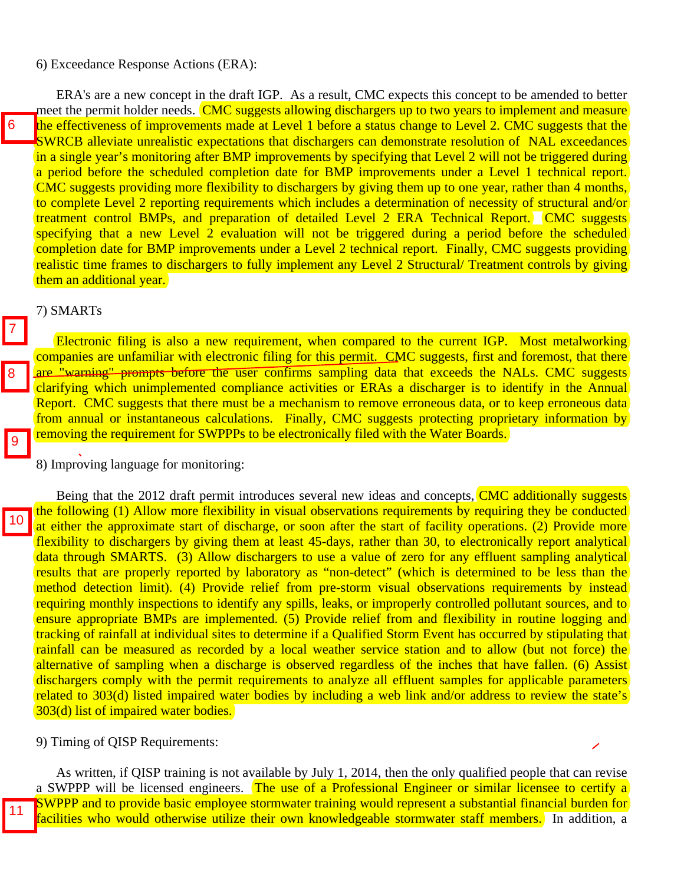6) Exceedance Response Actions (ERA):

ERA's are a new concept in the draft IGP. As a result, CMC expects this concept to be amended to better meet the permit holder needs. CMC suggests allowing dischargers up to two years to implement and measure the effectiveness of improvements made at Level 1 before a status change to Level 2. CMC suggests that the SWRCB alleviate unrealistic expectations that dischargers can demonstrate resolution of NAL exceedances in a single year's monitoring after BMP improvements by specifying that Level 2 will not be triggered during a period before the scheduled completion date for BMP improvements under a Level 1 technical report. CMC suggests providing more flexibility to dischargers by giving them up to one year, rather than 4 months, to complete Level 2 reporting requirements which includes a determination of necessity of structural and/or treatment control BMPs, and preparation of detailed Level 2 ERA Technical Report. CMC suggests specifying that a new Level 2 evaluation will not be triggered during a period before the scheduled completion date for BMP improvements under a Level 2 technical report. Finally, CMC suggests providing realistic time frames to dischargers to fully implement any Level 2 Structural/ Treatment controls by giving them an additional year.

7) SMARTs

Electronic filing is also a new requirement, when compared to the current IGP. Most metalworking companies are unfamiliar with electronic filing for this permit. CMC suggests, first and foremost, that there are "warning" prompts before the user confirms sampling data that exceeds the NALs. CMC suggests clarifying which unimplemented compliance activities or ERAs a discharger is to identify in the Annual Report. CMC suggests that there must be a mechanism to remove erroneous data, or to keep erroneous data from annual or instantaneous calculations. Finally, CMC suggests protecting proprietary information by removing the requirement for SWPPPs to be electronically filed with the Water Boards.

8) Improving language for monitoring:

Being that the 2012 draft permit introduces several new ideas and concepts, CMC additionally suggests the following (1) Allow more flexibility in visual observations requirements by requiring they be conducted at either the approximate start of discharge, or soon after the start of facility operations. (2) Provide more flexibility to dischargers by giving them at least 45-days, rather than 30, to electronically report analytical data through SMARTS. (3) Allow dischargers to use a value of zero for any effluent sampling analytical results that are properly reported by laboratory as "non-detect" (which is determined to be less than the method detection limit). (4) Provide relief from pre-storm visual observations requirements by instead requiring monthly inspections to identify any spills, leaks, or improperly controlled pollutant sources, and to ensure appropriate BMPs are implemented. (5) Provide relief from and flexibility in routine logging and tracking of rainfall at individual sites to determine if a Qualified Storm Event has occurred by stipulating that rainfall can be measured as recorded by a local weather service station and to allow (but not force) the alternative of sampling when a discharge is observed regardless of the inches that have fallen. (6) Assist dischargers comply with the permit requirements to analyze all effluent samples for applicable parameters related to 303(d) listed impaired water bodies by including a web link and/or address to review the state's 303(d) list of impaired water bodies.

9) Timing of QISP Requirements:

As written, if QISP training is not available by July 1, 2014, then the only qualified people that can revise a SWPPP will be licensed engineers. The use of a Professional Engineer or similar licensee to certify a SWPPP and to provide basic employee stormwater training would represent a substantial financial burden for facilities who would otherwise utilize their own knowledgeable stormwater staff members. In addition, a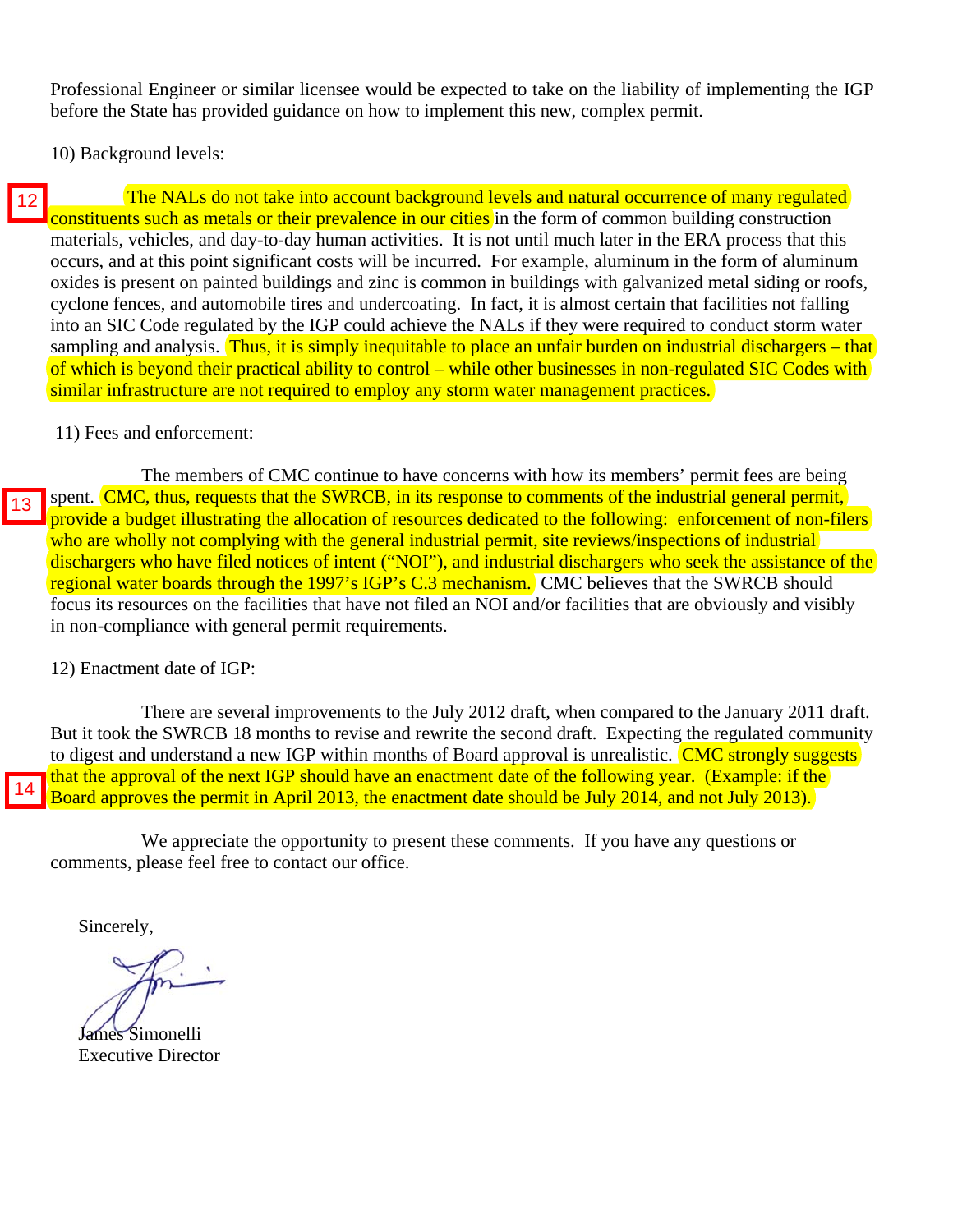Professional Engineer or similar licensee would be expected to take on the liability of implementing the IGP before the State has provided guidance on how to implement this new, complex permit.

10) Background levels:

12 The NALs do not take into account background levels and natural occurrence of many regulated constituents such as metals or their prevalence in our cities in the form of common building construction materials, vehicles, and day-to-day human activities. It is not until much later in the ERA process that this occurs, and at this point significant costs will be incurred. For example, aluminum in the form of aluminum oxides is present on painted buildings and zinc is common in buildings with galvanized metal siding or roofs, cyclone fences, and automobile tires and undercoating. In fact, it is almost certain that facilities not falling into an SIC Code regulated by the IGP could achieve the NALs if they were required to conduct storm water sampling and analysis. Thus, it is simply inequitable to place an unfair burden on industrial dischargers – that of which is beyond their practical ability to control – while other businesses in non-regulated SIC Codes with similar infrastructure are not required to employ any storm water management practices.

11) Fees and enforcement:

13 The members of CMC continue to have concerns with how its members' permit fees are being spent. CMC, thus, requests that the SWRCB, in its response to comments of the industrial general permit, provide a budget illustrating the allocation of resources dedicated to the following: enforcement of non-filers who are wholly not complying with the general industrial permit, site reviews/inspections of industrial dischargers who have filed notices of intent ("NOI"), and industrial dischargers who seek the assistance of the regional water boards through the 1997's IGP's C.3 mechanism. CMC believes that the SWRCB should focus its resources on the facilities that have not filed an NOI and/or facilities that are obviously and visibly in non-compliance with general permit requirements.

12) Enactment date of IGP:

14 There are several improvements to the July 2012 draft, when compared to the January 2011 draft. But it took the SWRCB 18 months to revise and rewrite the second draft. Expecting the regulated community to digest and understand a new IGP within months of Board approval is unrealistic. CMC strongly suggests that the approval of the next IGP should have an enactment date of the following year. (Example: if the Board approves the permit in April 2013, the enactment date should be July 2014, and not July 2013).

We appreciate the opportunity to present these comments. If you have any questions or comments, please feel free to contact our office.

Sincerely,

James Simonelli
Executive Director